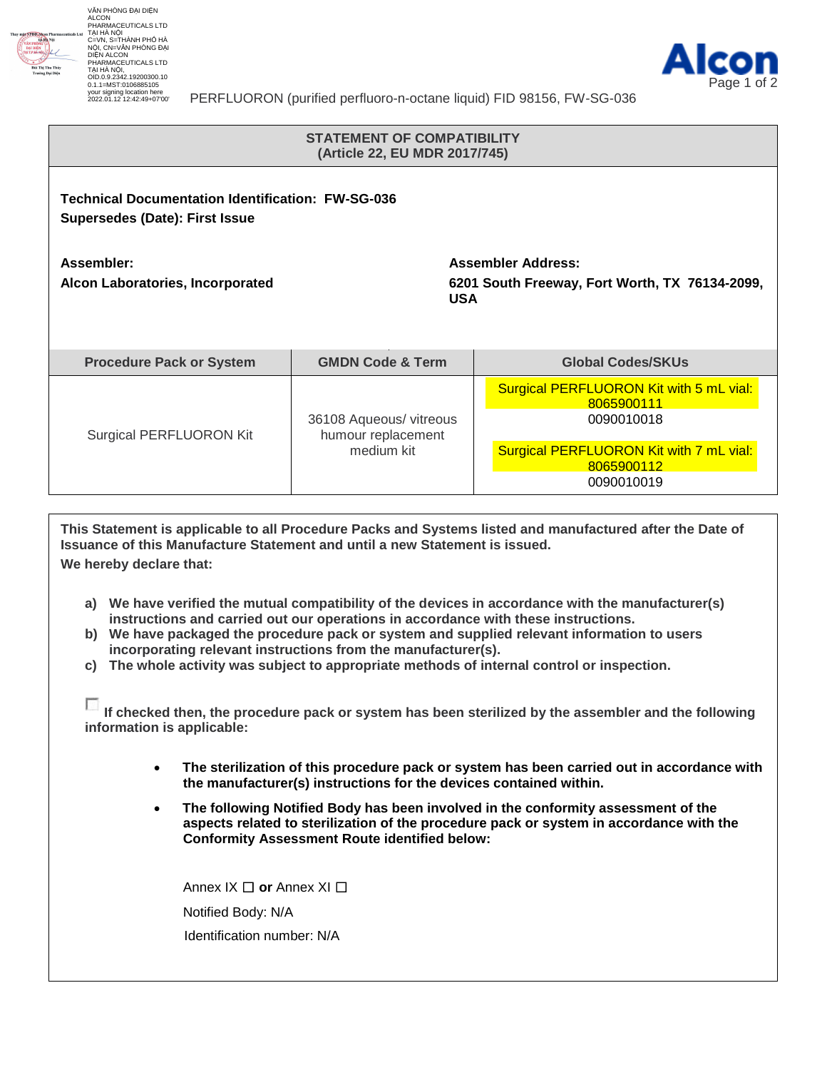VĂN PHÒNG ĐẠI DIỆN ALCON PHARMACEUTICALS LTD TẠI HÀ NỘI
C=VN, S=THÀNH PHỐ HÀ NỘI, CN=VĂN PHÒNG ĐẠI DIỆN ALCON PHARMACEUTICALS LTD TẠI HÀ NỘI, OID.0.9.2342.19200300.100.1.1=MST:0106885105
your signing location here
2022.01.12 12:42:49+07'00'

PERFLUORON (purified perfluoro-n-octane liquid) FID 98156, FW-SG-036

## STATEMENT OF COMPATIBILITY
## (Article 22, EU MDR 2017/745)

**Technical Documentation Identification: FW-SG-036**
**Supersedes (Date): First Issue**

**Assembler:**
**Alcon Laboratories, Incorporated**

**Assembler Address:**
**6201 South Freeway, Fort Worth, TX 76134-2099, USA**

| Procedure Pack or System | GMDN Code & Term | Global Codes/SKUs |
|---|---|---|
| Surgical PERFLUORON Kit | 36108 Aqueous/ vitreous humour replacement medium kit | Surgical PERFLUORON Kit with 5 mL vial: 8065900111 0090010018<br>Surgical PERFLUORON Kit with 7 mL vial: 8065900112 0090010019 |

**This Statement is applicable to all Procedure Packs and Systems listed and manufactured after the Date of Issuance of this Manufacture Statement and until a new Statement is issued.**

**We hereby declare that:**

- **a) We have verified the mutual compatibility of the devices in accordance with the manufacturer(s) instructions and carried out our operations in accordance with these instructions.**
- **b) We have packaged the procedure pack or system and supplied relevant information to users incorporating relevant instructions from the manufacturer(s).**
- **c) The whole activity was subject to appropriate methods of internal control or inspection.**

☐ **If checked then, the procedure pack or system has been sterilized by the assembler and the following information is applicable:**

- **The sterilization of this procedure pack or system has been carried out in accordance with the manufacturer(s) instructions for the devices contained within.**
- **The following Notified Body has been involved in the conformity assessment of the aspects related to sterilization of the procedure pack or system in accordance with the Conformity Assessment Route identified below:**

Annex IX ☐ **or** Annex XI ☐

Notified Body: N/A

Identification number: N/A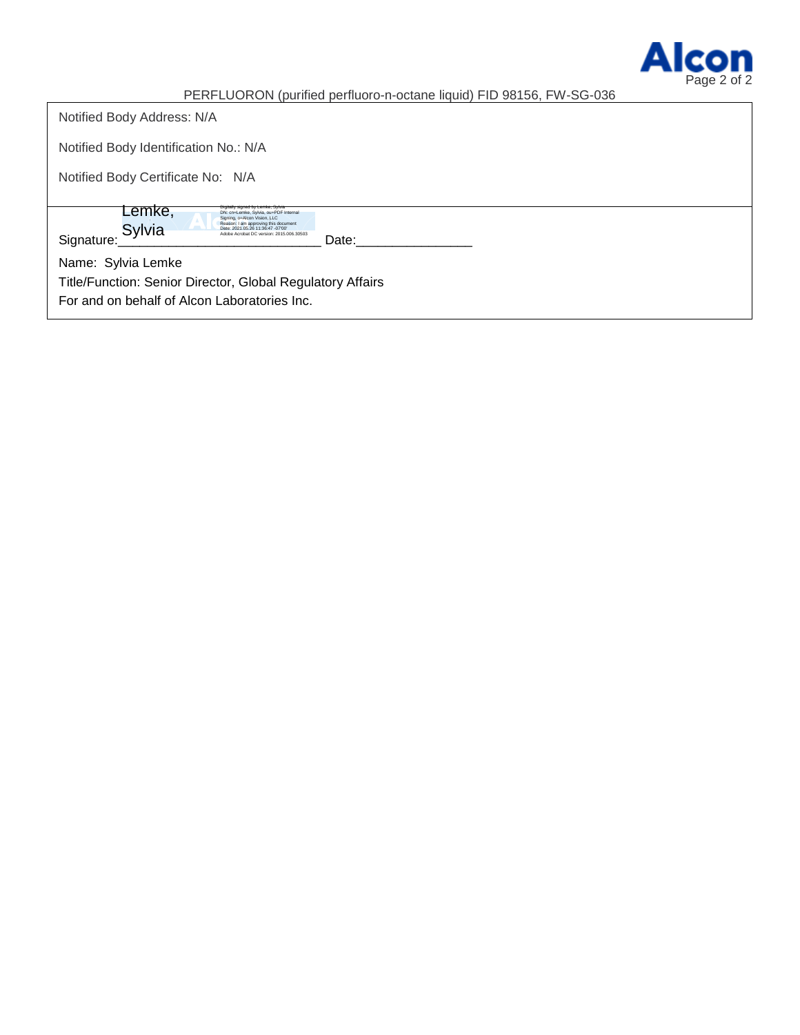Notified Body Address: N/A

Notified Body Identification No.: N/A

Notified Body Certificate No: N/A

Signature: Lemke, Sylvia
Digitally signed by Lemke, Sylvia
DN: cn=Lemke, Sylvia, ou=PDF Internal Signing, o=Alcon Vision, LLC
Reason: I am approving this document
Date: 2021.05.26 11:36:47 -07'00'
Adobe Acrobat DC version: 2015.006.30503

Date:________________

Name: Sylvia Lemke

Title/Function: Senior Director, Global Regulatory Affairs

For and on behalf of Alcon Laboratories Inc.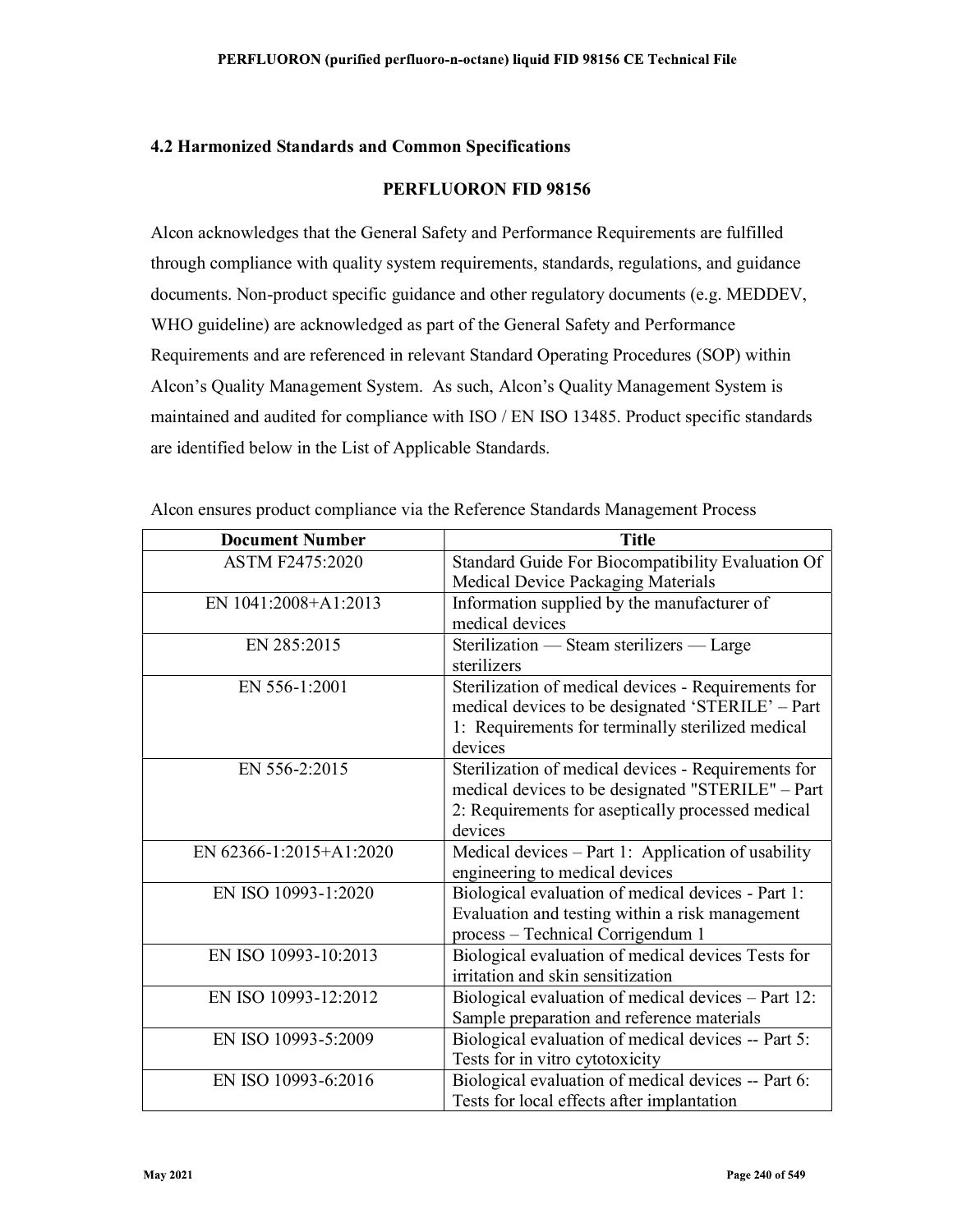## 4.2 Harmonized Standards and Common Specifications

**PERFLUORON FID 98156**

Alcon acknowledges that the General Safety and Performance Requirements are fulfilled through compliance with quality system requirements, standards, regulations, and guidance documents. Non-product specific guidance and other regulatory documents (e.g. MEDDEV, WHO guideline) are acknowledged as part of the General Safety and Performance Requirements and are referenced in relevant Standard Operating Procedures (SOP) within Alcon's Quality Management System. As such, Alcon's Quality Management System is maintained and audited for compliance with ISO / EN ISO 13485. Product specific standards are identified below in the List of Applicable Standards.

Alcon ensures product compliance via the Reference Standards Management Process

| Document Number | Title |
|---|---|
| ASTM F2475:2020 | Standard Guide For Biocompatibility Evaluation Of Medical Device Packaging Materials |
| EN 1041:2008+A1:2013 | Information supplied by the manufacturer of medical devices |
| EN 285:2015 | Sterilization — Steam sterilizers — Large sterilizers |
| EN 556-1:2001 | Sterilization of medical devices - Requirements for medical devices to be designated 'STERILE' – Part 1: Requirements for terminally sterilized medical devices |
| EN 556-2:2015 | Sterilization of medical devices - Requirements for medical devices to be designated "STERILE" – Part 2: Requirements for aseptically processed medical devices |
| EN 62366-1:2015+A1:2020 | Medical devices – Part 1: Application of usability engineering to medical devices |
| EN ISO 10993-1:2020 | Biological evaluation of medical devices - Part 1: Evaluation and testing within a risk management process – Technical Corrigendum 1 |
| EN ISO 10993-10:2013 | Biological evaluation of medical devices Tests for irritation and skin sensitization |
| EN ISO 10993-12:2012 | Biological evaluation of medical devices – Part 12: Sample preparation and reference materials |
| EN ISO 10993-5:2009 | Biological evaluation of medical devices -- Part 5: Tests for in vitro cytotoxicity |
| EN ISO 10993-6:2016 | Biological evaluation of medical devices -- Part 6: Tests for local effects after implantation |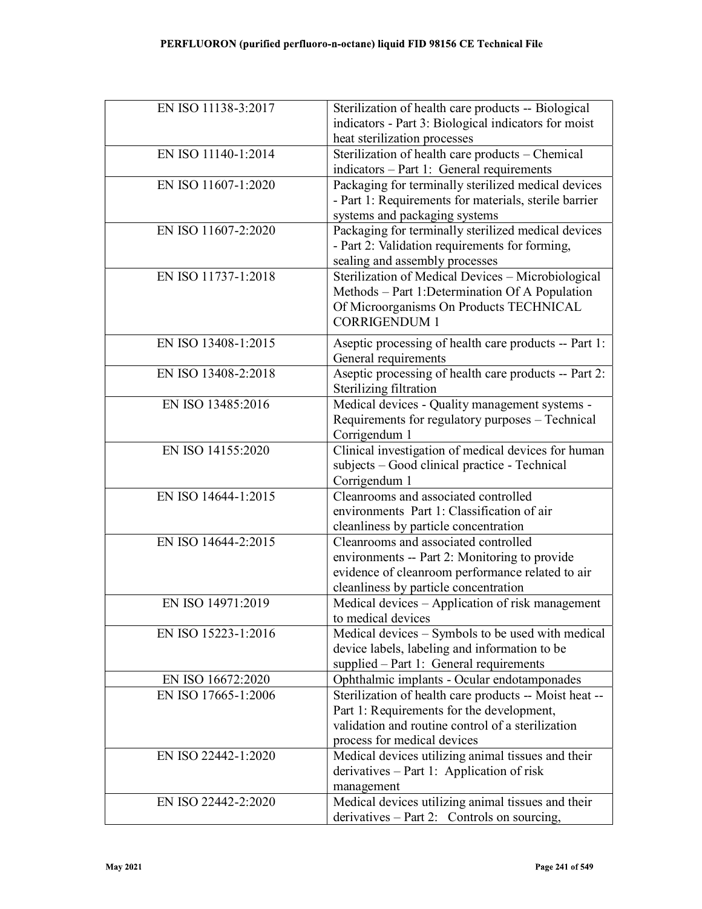| | |
|---|---|
| EN ISO 11138-3:2017 | Sterilization of health care products -- Biological indicators - Part 3: Biological indicators for moist heat sterilization processes |
| EN ISO 11140-1:2014 | Sterilization of health care products – Chemical indicators – Part 1: General requirements |
| EN ISO 11607-1:2020 | Packaging for terminally sterilized medical devices - Part 1: Requirements for materials, sterile barrier systems and packaging systems |
| EN ISO 11607-2:2020 | Packaging for terminally sterilized medical devices - Part 2: Validation requirements for forming, sealing and assembly processes |
| EN ISO 11737-1:2018 | Sterilization of Medical Devices – Microbiological Methods – Part 1:Determination Of A Population Of Microorganisms On Products TECHNICAL CORRIGENDUM 1 |
| EN ISO 13408-1:2015 | Aseptic processing of health care products -- Part 1: General requirements |
| EN ISO 13408-2:2018 | Aseptic processing of health care products -- Part 2: Sterilizing filtration |
| EN ISO 13485:2016 | Medical devices - Quality management systems - Requirements for regulatory purposes – Technical Corrigendum 1 |
| EN ISO 14155:2020 | Clinical investigation of medical devices for human subjects – Good clinical practice - Technical Corrigendum 1 |
| EN ISO 14644-1:2015 | Cleanrooms and associated controlled environments Part 1: Classification of air cleanliness by particle concentration |
| EN ISO 14644-2:2015 | Cleanrooms and associated controlled environments -- Part 2: Monitoring to provide evidence of cleanroom performance related to air cleanliness by particle concentration |
| EN ISO 14971:2019 | Medical devices – Application of risk management to medical devices |
| EN ISO 15223-1:2016 | Medical devices – Symbols to be used with medical device labels, labeling and information to be supplied – Part 1: General requirements |
| EN ISO 16672:2020 | Ophthalmic implants - Ocular endotamponades |
| EN ISO 17665-1:2006 | Sterilization of health care products -- Moist heat -- Part 1: Requirements for the development, validation and routine control of a sterilization process for medical devices |
| EN ISO 22442-1:2020 | Medical devices utilizing animal tissues and their derivatives – Part 1: Application of risk management |
| EN ISO 22442-2:2020 | Medical devices utilizing animal tissues and their derivatives – Part 2: Controls on sourcing, |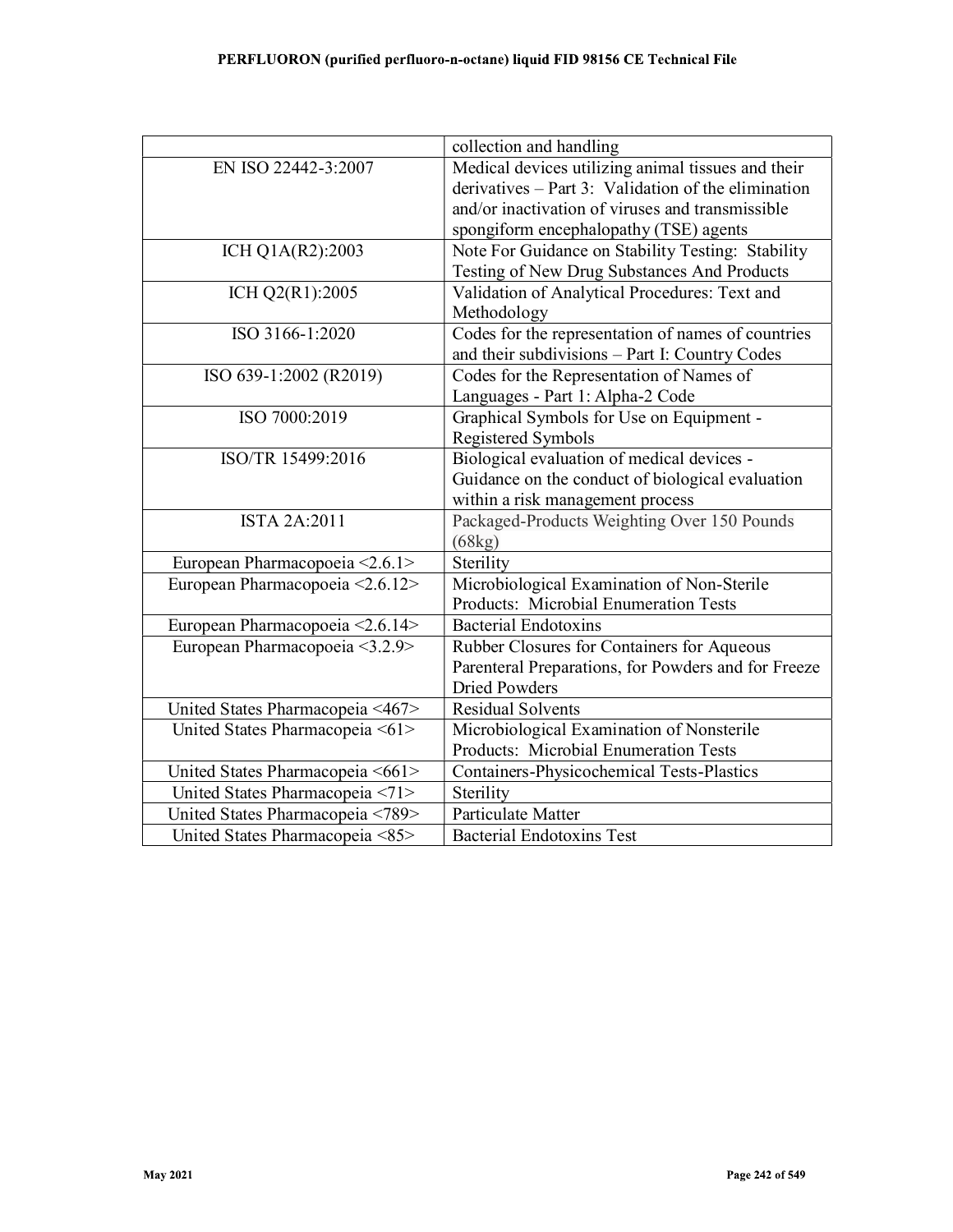| | |
|---|---|
| | collection and handling |
| EN ISO 22442-3:2007 | Medical devices utilizing animal tissues and their derivatives – Part 3: Validation of the elimination and/or inactivation of viruses and transmissible spongiform encephalopathy (TSE) agents |
| ICH Q1A(R2):2003 | Note For Guidance on Stability Testing: Stability Testing of New Drug Substances And Products |
| ICH Q2(R1):2005 | Validation of Analytical Procedures: Text and Methodology |
| ISO 3166-1:2020 | Codes for the representation of names of countries and their subdivisions – Part I: Country Codes |
| ISO 639-1:2002 (R2019) | Codes for the Representation of Names of Languages - Part 1: Alpha-2 Code |
| ISO 7000:2019 | Graphical Symbols for Use on Equipment - Registered Symbols |
| ISO/TR 15499:2016 | Biological evaluation of medical devices - Guidance on the conduct of biological evaluation within a risk management process |
| ISTA 2A:2011 | Packaged-Products Weighting Over 150 Pounds (68kg) |
| European Pharmacopoeia <2.6.1> | Sterility |
| European Pharmacopoeia <2.6.12> | Microbiological Examination of Non-Sterile Products: Microbial Enumeration Tests |
| European Pharmacopoeia <2.6.14> | Bacterial Endotoxins |
| European Pharmacopoeia <3.2.9> | Rubber Closures for Containers for Aqueous Parenteral Preparations, for Powders and for Freeze Dried Powders |
| United States Pharmacopeia <467> | Residual Solvents |
| United States Pharmacopeia <61> | Microbiological Examination of Nonsterile Products: Microbial Enumeration Tests |
| United States Pharmacopeia <661> | Containers-Physicochemical Tests-Plastics |
| United States Pharmacopeia <71> | Sterility |
| United States Pharmacopeia <789> | Particulate Matter |
| United States Pharmacopeia <85> | Bacterial Endotoxins Test |